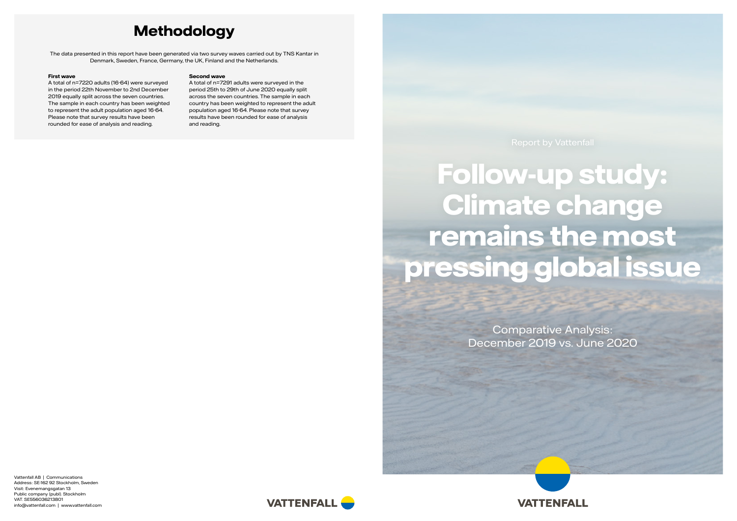# Methodology

The data presented in this report have been generated via two survey waves carried out by TNS Kantar in Denmark, Sweden, France, Germany, the UK, Finland and the Netherlands.

**First wave**
A total of n=7220 adults (16-64) were surveyed in the period 22th November to 2nd December 2019 equally split across the seven countries. The sample in each country has been weighted to represent the adult population aged 16-64. Please note that survey results have been rounded for ease of analysis and reading.

**Second wave**
A total of n=7291 adults were surveyed in the period 25th to 29th of June 2020 equally split across the seven countries. The sample in each country has been weighted to represent the adult population aged 16-64. Please note that survey results have been rounded for ease of analysis and reading.

Vattenfall AB | Communications
Address: SE-162 92 Stockholm, Sweden
Visit: Evenemangsgatan 13
Public company (publ). Stockholm
VAT. SE556036213801
info@vattenfall.com | www.vattenfall.com

VATTENFALL

Report by Vattenfall

# Follow-up study: Climate change remains the most pressing global issue

Comparative Analysis:
December 2019 vs. June 2020

VATTENFALL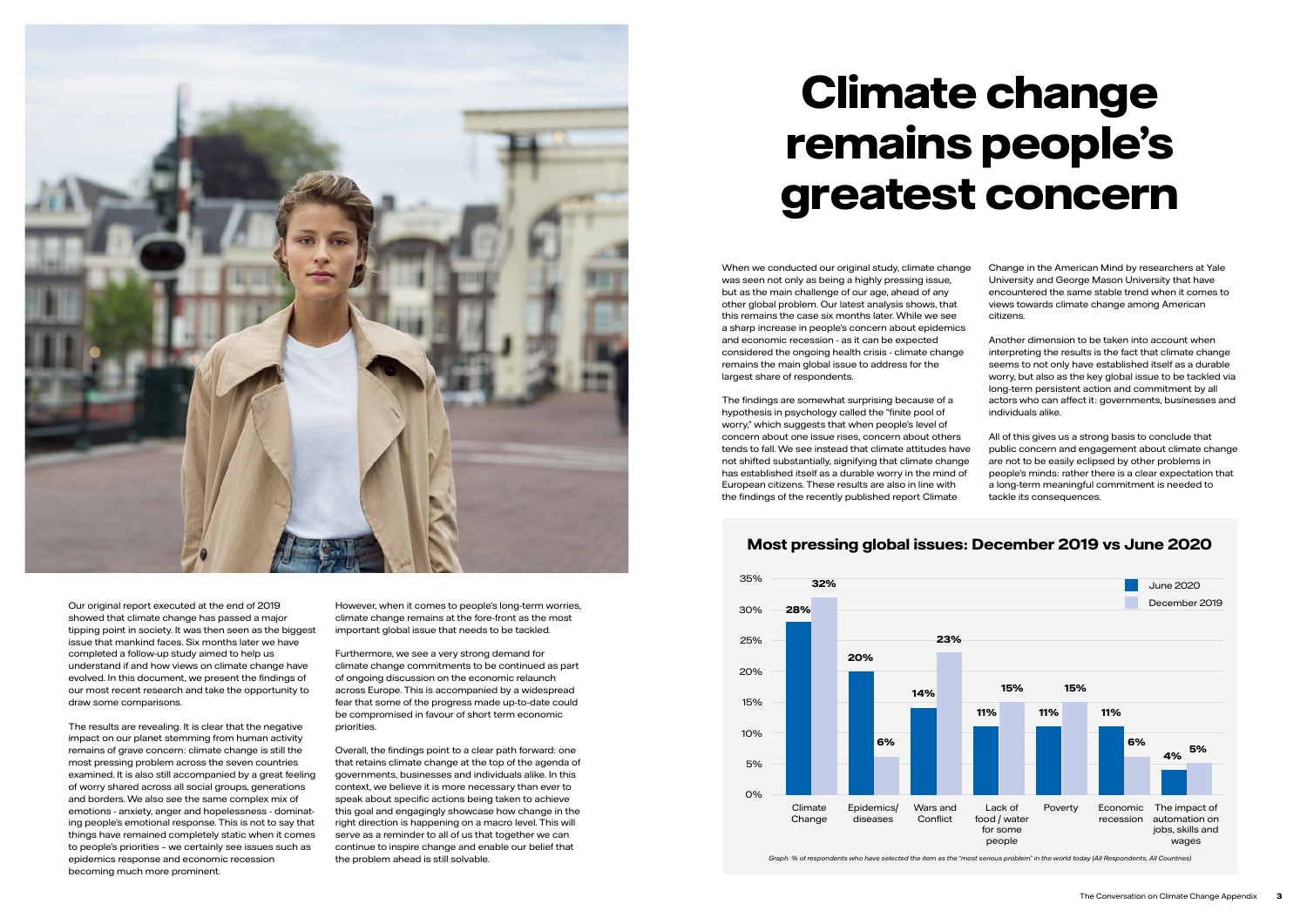# Climate change remains people's greatest concern

Our original report executed at the end of 2019 showed that climate change has passed a major tipping point in society. It was then seen as the biggest issue that mankind faces. Six months later we have completed a follow-up study aimed to help us understand if and how views on climate change have evolved. In this document, we present the findings of our most recent research and take the opportunity to draw some comparisons.

The results are revealing. It is clear that the negative impact on our planet stemming from human activity remains of grave concern: climate change is still the most pressing problem across the seven countries examined. It is also still accompanied by a great feeling of worry shared across all social groups, generations and borders. We also see the same complex mix of emotions - anxiety, anger and hopelessness - dominating people's emotional response. This is not to say that things have remained completely static when it comes to people's priorities – we certainly see issues such as epidemics response and economic recession becoming much more prominent.

However, when it comes to people's long-term worries, climate change remains at the fore-front as the most important global issue that needs to be tackled.

Furthermore, we see a very strong demand for climate change commitments to be continued as part of ongoing discussion on the economic relaunch across Europe. This is accompanied by a widespread fear that some of the progress made up-to-date could be compromised in favour of short term economic priorities.

Overall, the findings point to a clear path forward: one that retains climate change at the top of the agenda of governments, businesses and individuals alike. In this context, we believe it is more necessary than ever to speak about specific actions being taken to achieve this goal and engagingly showcase how change in the right direction is happening on a macro level. This will serve as a reminder to all of us that together we can continue to inspire change and enable our belief that the problem ahead is still solvable.

When we conducted our original study, climate change was seen not only as being a highly pressing issue, but as the main challenge of our age, ahead of any other global problem. Our latest analysis shows, that this remains the case six months later. While we see a sharp increase in people's concern about epidemics and economic recession - as it can be expected considered the ongoing health crisis - climate change remains the main global issue to address for the largest share of respondents.

The findings are somewhat surprising because of a hypothesis in psychology called the "finite pool of worry," which suggests that when people's level of concern about one issue rises, concern about others tends to fall. We see instead that climate attitudes have not shifted substantially, signifying that climate change has established itself as a durable worry in the mind of European citizens. These results are also in line with the findings of the recently published report Climate Change in the American Mind by researchers at Yale University and George Mason University that have encountered the same stable trend when it comes to views towards climate change among American citizens.

Another dimension to be taken into account when interpreting the results is the fact that climate change seems to not only have established itself as a durable worry, but also as the key global issue to be tackled via long-term persistent action and commitment by all actors who can affect it: governments, businesses and individuals alike.

All of this gives us a strong basis to conclude that public concern and engagement about climate change are not to be easily eclipsed by other problems in people's minds: rather there is a clear expectation that a long-term meaningful commitment is needed to tackle its consequences.

## Most pressing global issues: December 2019 vs June 2020

| Issue | June 2020 | December 2019 |
| --- | --- | --- |
| Climate Change | 28% | 32% |
| Epidemics/ diseases | 20% | 6% |
| Wars and Conflict | 14% | 23% |
| Lack of food / water for some people | 11% | 15% |
| Poverty | 11% | 15% |
| Economic recession | 11% | 6% |
| The impact of automation on jobs, skills and wages | 4% | 5% |

*Graph. % of respondents who have selected the item as the "most serious problem" in the world today (All Respondents, All Countries)*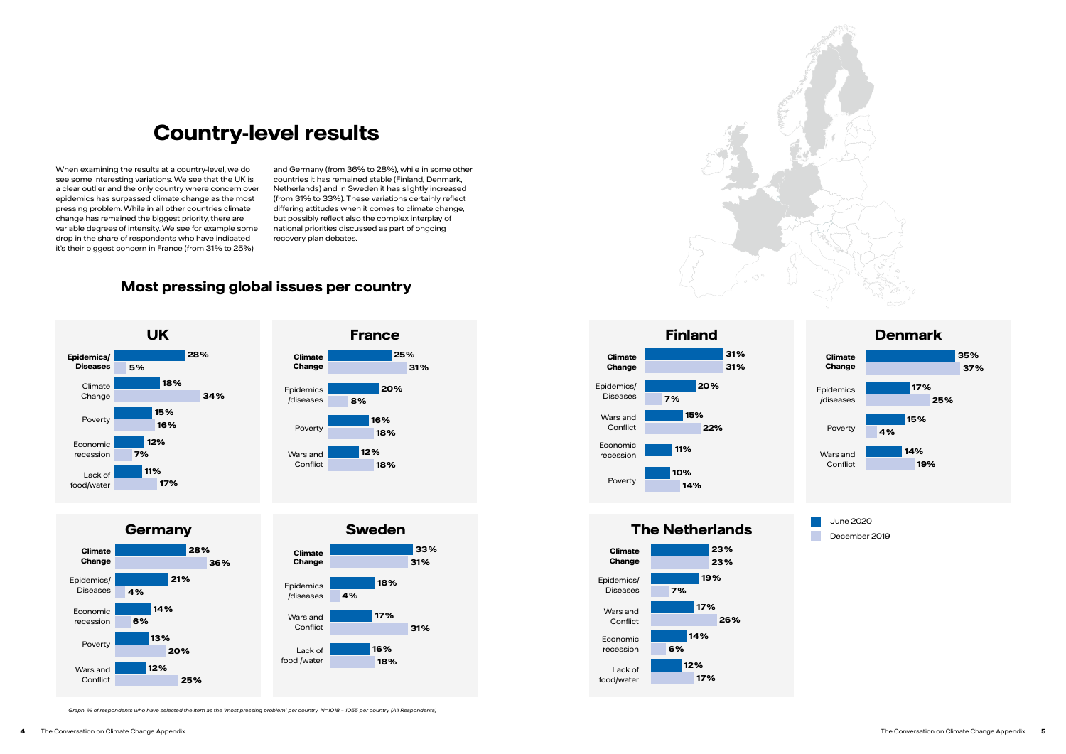# Country-level results

When examining the results at a country-level, we do see some interesting variations. We see that the UK is a clear outlier and the only country where concern over epidemics has surpassed climate change as the most pressing problem. While in all other countries climate change has remained the biggest priority, there are variable degrees of intensity. We see for example some drop in the share of respondents who have indicated it's their biggest concern in France (from 31% to 25%) and Germany (from 36% to 28%), while in some other countries it has remained stable (Finland, Denmark, Netherlands) and in Sweden it has slightly increased (from 31% to 33%). These variations certainly reflect differing attitudes when it comes to climate change, but possibly reflect also the complex interplay of national priorities discussed as part of ongoing recovery plan debates.

## Most pressing global issues per country

### UK

| Issue | June 2020 | December 2019 |
|---|---|---|
| **Epidemics/ Diseases** | 28% | 5% |
| Climate Change | 18% | 34% |
| Poverty | 15% | 16% |
| Economic recession | 12% | 7% |
| Lack of food/water | 11% | 17% |

### France

| Issue | June 2020 | December 2019 |
|---|---|---|
| **Climate Change** | 25% | 31% |
| Epidemics /diseases | 20% | 8% |
| Poverty | 16% | 18% |
| Wars and Conflict | 12% | 18% |

### Finland

| Issue | June 2020 | December 2019 |
|---|---|---|
| **Climate Change** | 31% | 31% |
| Epidemics/ Diseases | 20% | 7% |
| Wars and Conflict | 15% | 22% |
| Economic recession | 11% | |
| Poverty | 10% | 14% |

### Denmark

| Issue | June 2020 | December 2019 |
|---|---|---|
| **Climate Change** | 35% | 37% |
| Epidemics /diseases | 17% | 25% |
| Poverty | 15% | 4% |
| Wars and Conflict | 14% | 19% |

### Germany

| Issue | June 2020 | December 2019 |
|---|---|---|
| **Climate Change** | 28% | 36% |
| Epidemics/ Diseases | 21% | 4% |
| Economic recession | 14% | 6% |
| Poverty | 13% | 20% |
| Wars and Conflict | 12% | 25% |

### Sweden

| Issue | June 2020 | December 2019 |
|---|---|---|
| **Climate Change** | 33% | 31% |
| Epidemics /diseases | 18% | 4% |
| Wars and Conflict | 17% | 31% |
| Lack of food /water | 16% | 18% |

### The Netherlands

| Issue | June 2020 | December 2019 |
|---|---|---|
| **Climate Change** | 23% | 23% |
| Epidemics/ Diseases | 19% | 7% |
| Wars and Conflict | 17% | 26% |
| Economic recession | 14% | 6% |
| Lack of food/water | 12% | 17% |

*Graph. % of respondents who have selected the item as the "most pressing problem" per country. N=1018 - 1055 per country (All Respondents)*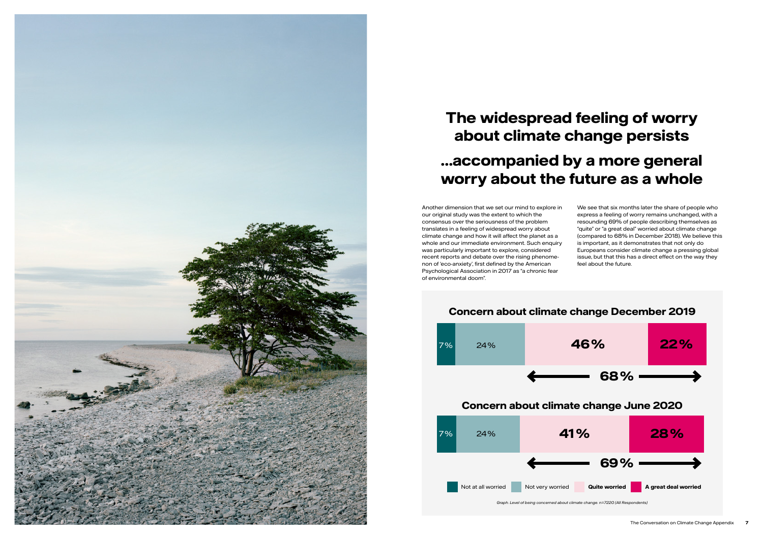# The widespread feeling of worry about climate change persists

## ...accompanied by a more general worry about the future as a whole

Another dimension that we set our mind to explore in our original study was the extent to which the consensus over the seriousness of the problem translates in a feeling of widespread worry about climate change and how it will affect the planet as a whole and our immediate environment. Such enquiry was particularly important to explore, considered recent reports and debate over the rising phenomenon of 'eco-anxiety', first defined by the American Psychological Association in 2017 as "a chronic fear of environmental doom".

We see that six months later the share of people who express a feeling of worry remains unchanged, with a resounding 69% of people describing themselves as "quite" or "a great deal" worried about climate change (compared to 68% in December 2018). We believe this is important, as it demonstrates that not only do Europeans consider climate change a pressing global issue, but that this has a direct effect on the way they feel about the future.

### Concern about climate change December 2019

| Not at all worried | Not very worried | Quite worried | A great deal worried |
| --- | --- | --- | --- |
| 7% | 24% | 46% | 22% |

Quite worried + A great deal worried: 68%

### Concern about climate change June 2020

| Not at all worried | Not very worried | Quite worried | A great deal worried |
| --- | --- | --- | --- |
| 7% | 24% | 41% | 28% |

Quite worried + A great deal worried: 69%

*Graph. Level of being concerned about climate change. n=7220 (All Respondents)*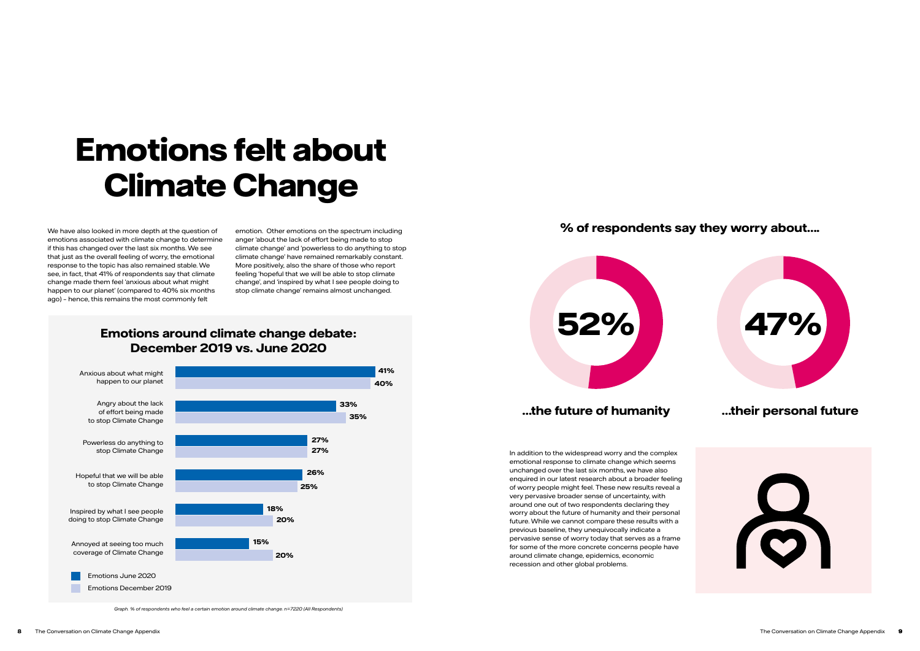# Emotions felt about Climate Change

We have also looked in more depth at the question of emotions associated with climate change to determine if this has changed over the last six months. We see that just as the overall feeling of worry, the emotional response to the topic has also remained stable. We see, in fact, that 41% of respondents say that climate change made them feel 'anxious about what might happen to our planet' (compared to 40% six months ago) – hence, this remains the most commonly felt emotion. Other emotions on the spectrum including anger 'about the lack of effort being made to stop climate change' and 'powerless to do anything to stop climate change' have remained remarkably constant. More positively, also the share of those who report feeling 'hopeful that we will be able to stop climate change', and 'inspired by what I see people doing to stop climate change' remains almost unchanged.

## Emotions around climate change debate: December 2019 vs. June 2020

| Emotion | Emotions June 2020 | Emotions December 2019 |
|---|---|---|
| Anxious about what might happen to our planet | 41% | 40% |
| Angry about the lack of effort being made to stop Climate Change | 33% | 35% |
| Powerless do anything to stop Climate Change | 27% | 27% |
| Hopeful that we will be able to stop Climate Change | 26% | 25% |
| Inspired by what I see people doing to stop Climate Change | 18% | 20% |
| Annoyed at seeing too much coverage of Climate Change | 15% | 20% |

*Graph. % of respondents who feel a certain emotion around climate change. n=7220 (All Respondents)*

## % of respondents say they worry about....

**52%** ...the future of humanity

**47%** ...their personal future

In addition to the widespread worry and the complex emotional response to climate change which seems unchanged over the last six months, we have also enquired in our latest research about a broader feeling of worry people might feel. These new results reveal a very pervasive broader sense of uncertainty, with around one out of two respondents declaring they worry about the future of humanity and their personal future. While we cannot compare these results with a previous baseline, they unequivocally indicate a pervasive sense of worry today that serves as a frame for some of the more concrete concerns people have around climate change, epidemics, economic recession and other global problems.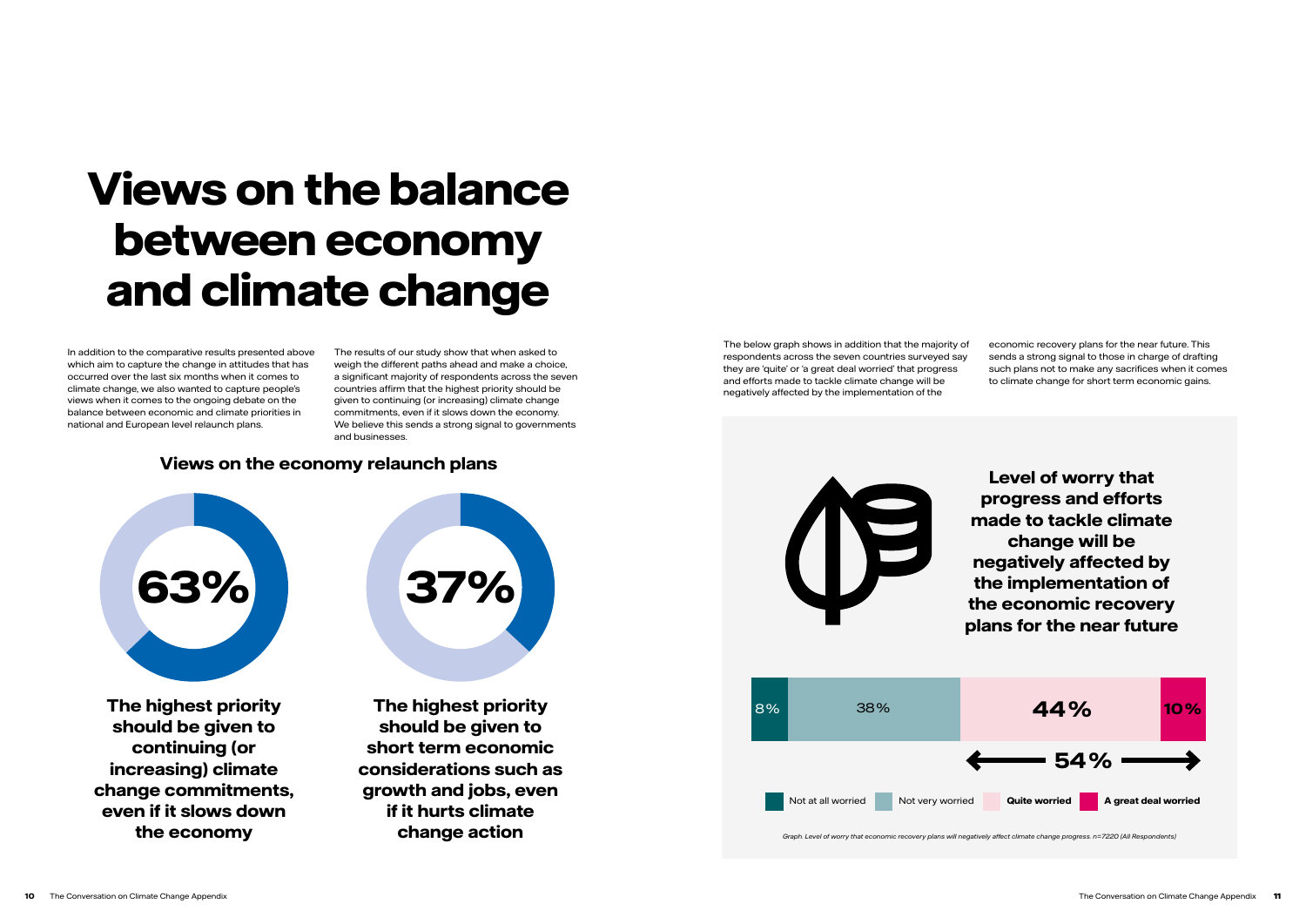# Views on the balance between economy and climate change

In addition to the comparative results presented above which aim to capture the change in attitudes that has occurred over the last six months when it comes to climate change, we also wanted to capture people's views when it comes to the ongoing debate on the balance between economic and climate priorities in national and European level relaunch plans.

The results of our study show that when asked to weigh the different paths ahead and make a choice, a significant majority of respondents across the seven countries affirm that the highest priority should be given to continuing (or increasing) climate change commitments, even if it slows down the economy. We believe this sends a strong signal to governments and businesses.

## Views on the economy relaunch plans

**63%**

**The highest priority should be given to continuing (or increasing) climate change commitments, even if it slows down the economy**

**37%**

**The highest priority should be given to short term economic considerations such as growth and jobs, even if it hurts climate change action**

The below graph shows in addition that the majority of respondents across the seven countries surveyed say they are 'quite' or 'a great deal worried' that progress and efforts made to tackle climate change will be negatively affected by the implementation of the economic recovery plans for the near future. This sends a strong signal to those in charge of drafting such plans not to make any sacrifices when it comes to climate change for short term economic gains.

### Level of worry that progress and efforts made to tackle climate change will be negatively affected by the implementation of the economic recovery plans for the near future

| Not at all worried | Not very worried | **Quite worried** | **A great deal worried** |
| --- | --- | --- | --- |
| 8% | 38% | **44%** | **10%** |

**54%** (Quite worried + A great deal worried)

*Graph. Level of worry that economic recovery plans will negatively affect climate change progress. n=7220 (All Respondents)*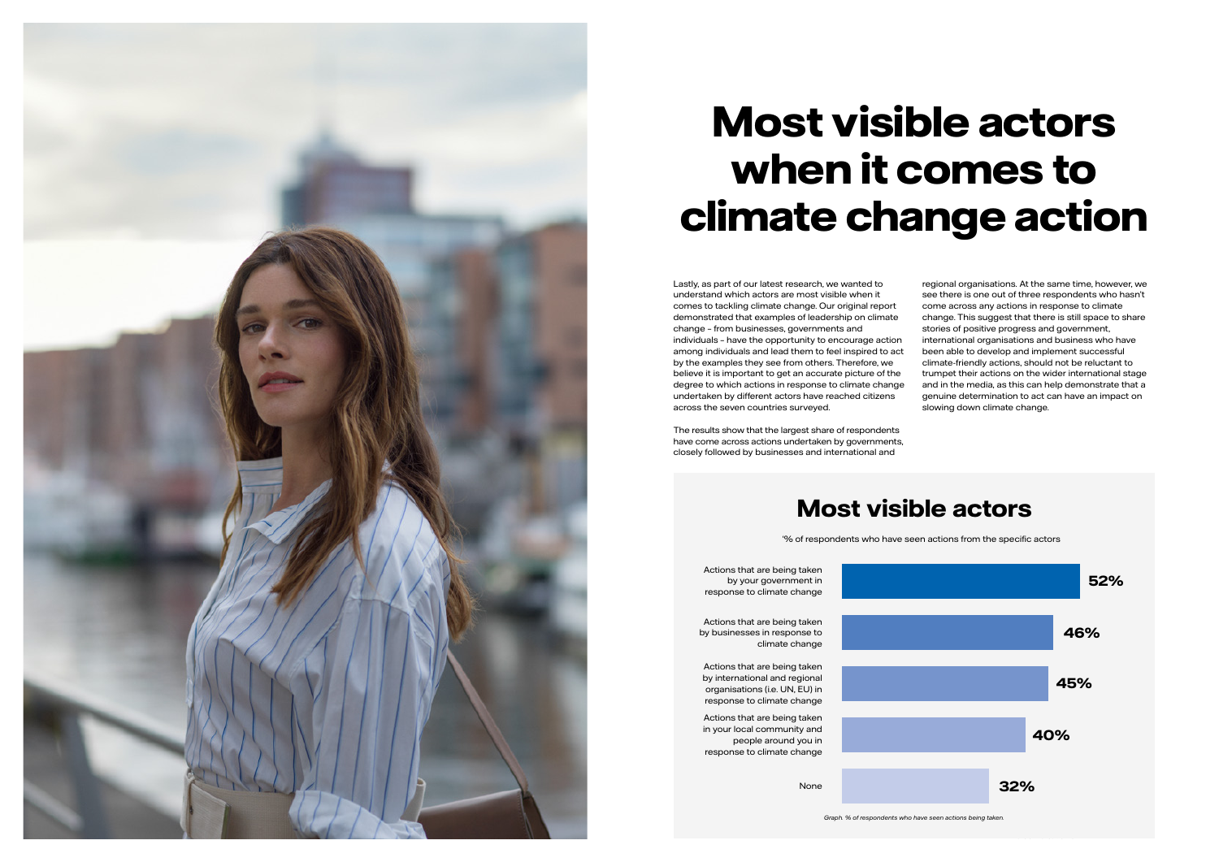# Most visible actors when it comes to climate change action

Lastly, as part of our latest research, we wanted to understand which actors are most visible when it comes to tackling climate change. Our original report demonstrated that examples of leadership on climate change – from businesses, governments and individuals – have the opportunity to encourage action among individuals and lead them to feel inspired to act by the examples they see from others. Therefore, we believe it is important to get an accurate picture of the degree to which actions in response to climate change undertaken by different actors have reached citizens across the seven countries surveyed.

The results show that the largest share of respondents have come across actions undertaken by governments, closely followed by businesses and international and regional organisations. At the same time, however, we see there is one out of three respondents who hasn't come across any actions in response to climate change. This suggest that there is still space to share stories of positive progress and government, international organisations and business who have been able to develop and implement successful climate-friendly actions, should not be reluctant to trumpet their actions on the wider international stage and in the media, as this can help demonstrate that a genuine determination to act can have an impact on slowing down climate change.

## Most visible actors

'% of respondents who have seen actions from the specific actors

Actions that are being taken by your government in response to climate change 52%

Actions that are being taken by businesses in response to climate change 46%

Actions that are being taken by international and regional organisations (i.e. UN, EU) in response to climate change 45%

Actions that are being taken in your local community and people around you in response to climate change 40%

None 32%

*Graph. % of respondents who have seen actions being taken.*